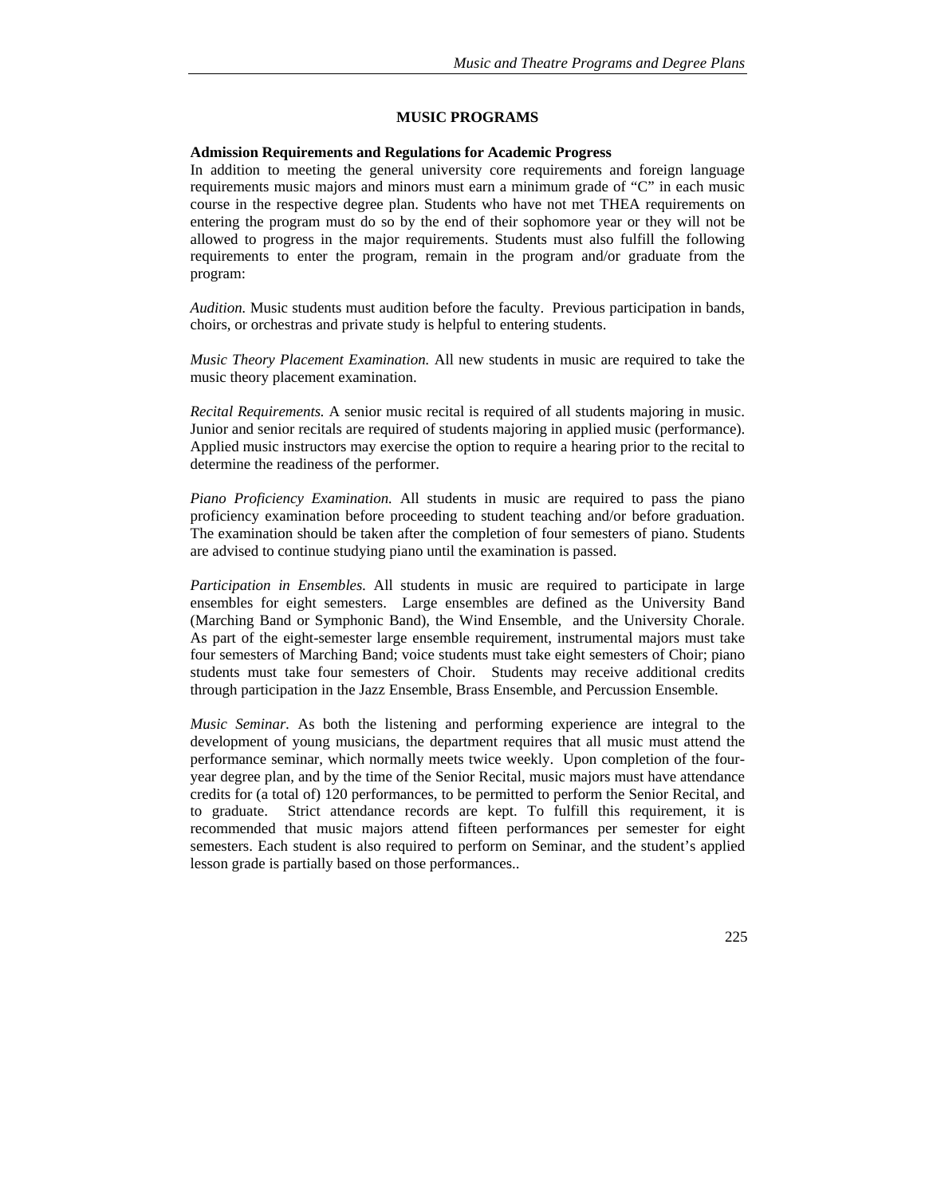# MUSIC PROGRAMS

**Admission Requirements and Regulations for Academic Progress**

In addition to meeting the general university core requirements and foreign language requirements music majors and minors must earn a minimum grade of "C" in each music course in the respective degree plan. Students who have not met THEA requirements on entering the program must do so by the end of their sophomore year or they will not be allowed to progress in the major requirements. Students must also fulfill the following requirements to enter the program, remain in the program and/or graduate from the program:

*Audition.* Music students must audition before the faculty. Previous participation in bands, choirs, or orchestras and private study is helpful to entering students.

*Music Theory Placement Examination.* All new students in music are required to take the music theory placement examination.

*Recital Requirements.* A senior music recital is required of all students majoring in music. Junior and senior recitals are required of students majoring in applied music (performance). Applied music instructors may exercise the option to require a hearing prior to the recital to determine the readiness of the performer.

*Piano Proficiency Examination.* All students in music are required to pass the piano proficiency examination before proceeding to student teaching and/or before graduation. The examination should be taken after the completion of four semesters of piano. Students are advised to continue studying piano until the examination is passed.

*Participation in Ensembles.* All students in music are required to participate in large ensembles for eight semesters. Large ensembles are defined as the University Band (Marching Band or Symphonic Band), the Wind Ensemble, and the University Chorale. As part of the eight-semester large ensemble requirement, instrumental majors must take four semesters of Marching Band; voice students must take eight semesters of Choir; piano students must take four semesters of Choir. Students may receive additional credits through participation in the Jazz Ensemble, Brass Ensemble, and Percussion Ensemble.

*Music Seminar.* As both the listening and performing experience are integral to the development of young musicians, the department requires that all music must attend the performance seminar, which normally meets twice weekly. Upon completion of the four-year degree plan, and by the time of the Senior Recital, music majors must have attendance credits for (a total of) 120 performances, to be permitted to perform the Senior Recital, and to graduate. Strict attendance records are kept. To fulfill this requirement, it is recommended that music majors attend fifteen performances per semester for eight semesters. Each student is also required to perform on Seminar, and the student's applied lesson grade is partially based on those performances..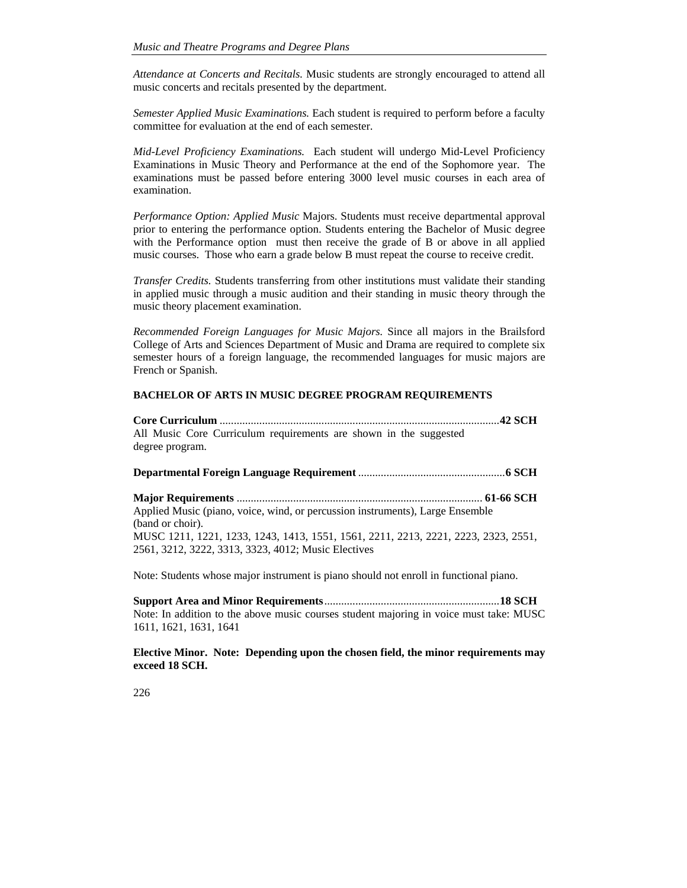*Attendance at Concerts and Recitals.* Music students are strongly encouraged to attend all music concerts and recitals presented by the department.

*Semester Applied Music Examinations.* Each student is required to perform before a faculty committee for evaluation at the end of each semester.

*Mid-Level Proficiency Examinations.* Each student will undergo Mid-Level Proficiency Examinations in Music Theory and Performance at the end of the Sophomore year. The examinations must be passed before entering 3000 level music courses in each area of examination.

*Performance Option: Applied Music* Majors. Students must receive departmental approval prior to entering the performance option. Students entering the Bachelor of Music degree with the Performance option must then receive the grade of B or above in all applied music courses. Those who earn a grade below B must repeat the course to receive credit.

*Transfer Credits.* Students transferring from other institutions must validate their standing in applied music through a music audition and their standing in music theory through the music theory placement examination.

*Recommended Foreign Languages for Music Majors.* Since all majors in the Brailsford College of Arts and Sciences Department of Music and Drama are required to complete six semester hours of a foreign language, the recommended languages for music majors are French or Spanish.

**BACHELOR OF ARTS IN MUSIC DEGREE PROGRAM REQUIREMENTS**

**Core Curriculum** ................................................................................................**42 SCH**
All Music Core Curriculum requirements are shown in the suggested degree program.

**Departmental Foreign Language Requirement** ...................................................**6 SCH**

**Major Requirements** ...................................................................................... **61-66 SCH**
Applied Music (piano, voice, wind, or percussion instruments), Large Ensemble (band or choir).
MUSC 1211, 1221, 1233, 1243, 1413, 1551, 1561, 2211, 2213, 2221, 2223, 2323, 2551, 2561, 3212, 3222, 3313, 3323, 4012; Music Electives

Note: Students whose major instrument is piano should not enroll in functional piano.

**Support Area and Minor Requirements**.............................................................**18 SCH**
Note: In addition to the above music courses student majoring in voice must take: MUSC 1611, 1621, 1631, 1641

**Elective Minor. Note: Depending upon the chosen field, the minor requirements may exceed 18 SCH.**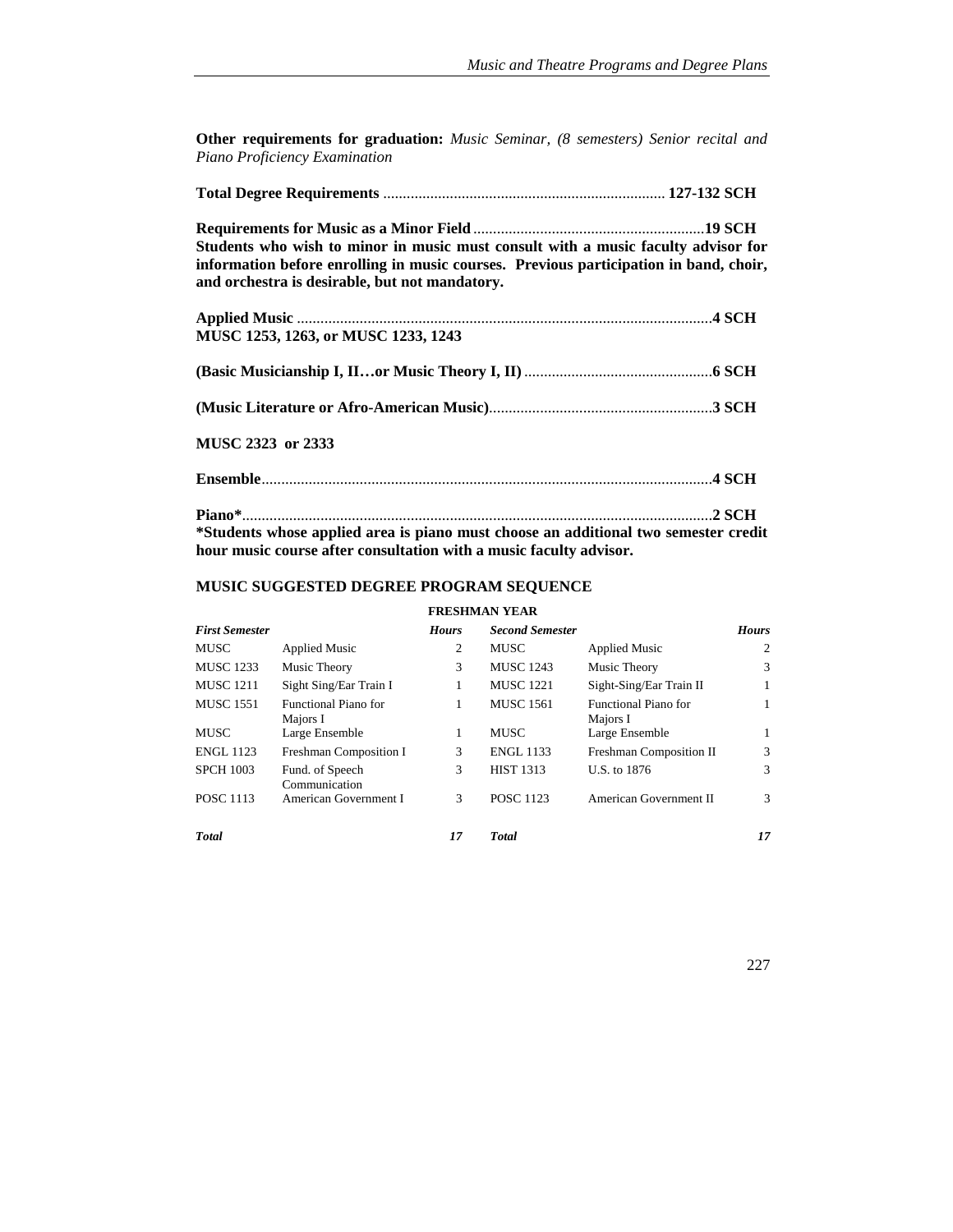**Other requirements for graduation:** *Music Seminar, (8 semesters) Senior recital and Piano Proficiency Examination*

**Total Degree Requirements** ....................................................................... **127-132 SCH**

**Requirements for Music as a Minor Field** ...........................................................**19 SCH**
**Students who wish to minor in music must consult with a music faculty advisor for information before enrolling in music courses. Previous participation in band, choir, and orchestra is desirable, but not mandatory.**

**Applied Music** ..........................................................................................................**4 SCH**
**MUSC 1253, 1263, or MUSC 1233, 1243**

**(Basic Musicianship I, II…or Music Theory I, II)** ................................................**6 SCH**

**(Music Literature or Afro-American Music)**.........................................................**3 SCH**

**MUSC 2323 or 2333**

**Ensemble**..................................................................................................................**4 SCH**

**Piano\***.......................................................................................................................**2 SCH**
**\*Students whose applied area is piano must choose an additional two semester credit hour music course after consultation with a music faculty advisor.**

## MUSIC SUGGESTED DEGREE PROGRAM SEQUENCE

**FRESHMAN YEAR**

| *First Semester* | | *Hours* | *Second Semester* | | *Hours* |
|---|---|---|---|---|---|
| MUSC | Applied Music | 2 | MUSC | Applied Music | 2 |
| MUSC 1233 | Music Theory | 3 | MUSC 1243 | Music Theory | 3 |
| MUSC 1211 | Sight Sing/Ear Train I | 1 | MUSC 1221 | Sight-Sing/Ear Train II | 1 |
| MUSC 1551 | Functional Piano for Majors I | 1 | MUSC 1561 | Functional Piano for Majors I | 1 |
| MUSC | Large Ensemble | 1 | MUSC | Large Ensemble | 1 |
| ENGL 1123 | Freshman Composition I | 3 | ENGL 1133 | Freshman Composition II | 3 |
| SPCH 1003 | Fund. of Speech Communication | 3 | HIST 1313 | U.S. to 1876 | 3 |
| POSC 1113 | American Government I | 3 | POSC 1123 | American Government II | 3 |
| *Total* | | *17* | *Total* | | *17* |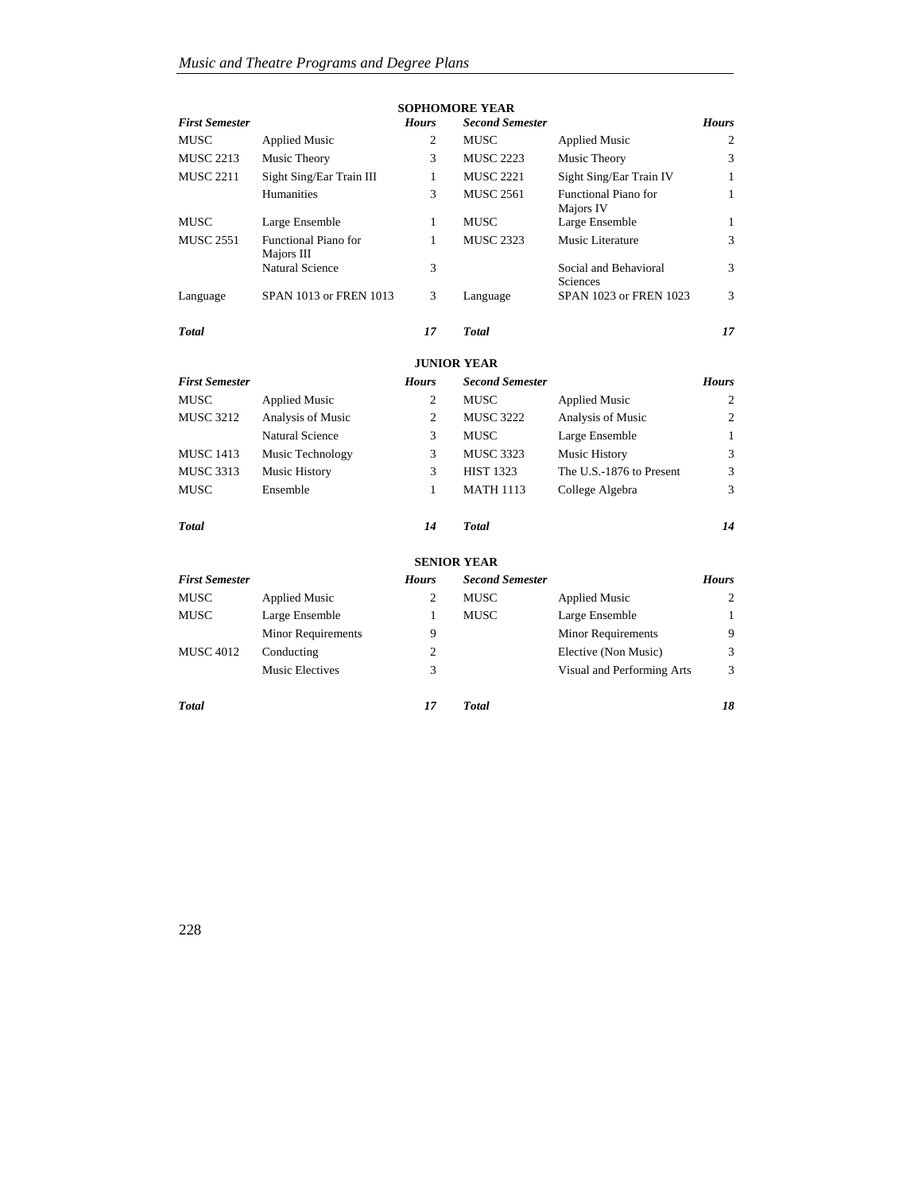## SOPHOMORE YEAR

| First Semester | | Hours | Second Semester | | Hours |
|---|---|---|---|---|---|
| MUSC | Applied Music | 2 | MUSC | Applied Music | 2 |
| MUSC 2213 | Music Theory | 3 | MUSC 2223 | Music Theory | 3 |
| MUSC 2211 | Sight Sing/Ear Train III | 1 | MUSC 2221 | Sight Sing/Ear Train IV | 1 |
| | Humanities | 3 | MUSC 2561 | Functional Piano for Majors IV | 1 |
| MUSC | Large Ensemble | 1 | MUSC | Large Ensemble | 1 |
| MUSC 2551 | Functional Piano for Majors III | 1 | MUSC 2323 | Music Literature | 3 |
| | Natural Science | 3 | | Social and Behavioral Sciences | 3 |
| Language | SPAN 1013 or FREN 1013 | 3 | Language | SPAN 1023 or FREN 1023 | 3 |
| ***Total*** | | ***17*** | ***Total*** | | ***17*** |

## JUNIOR YEAR

| First Semester | | Hours | Second Semester | | Hours |
|---|---|---|---|---|---|
| MUSC | Applied Music | 2 | MUSC | Applied Music | 2 |
| MUSC 3212 | Analysis of Music | 2 | MUSC 3222 | Analysis of Music | 2 |
| | Natural Science | 3 | MUSC | Large Ensemble | 1 |
| MUSC 1413 | Music Technology | 3 | MUSC 3323 | Music History | 3 |
| MUSC 3313 | Music History | 3 | HIST 1323 | The U.S.-1876 to Present | 3 |
| MUSC | Ensemble | 1 | MATH 1113 | College Algebra | 3 |
| ***Total*** | | ***14*** | ***Total*** | | ***14*** |

## SENIOR YEAR

| First Semester | | Hours | Second Semester | | Hours |
|---|---|---|---|---|---|
| MUSC | Applied Music | 2 | MUSC | Applied Music | 2 |
| MUSC | Large Ensemble | 1 | MUSC | Large Ensemble | 1 |
| | Minor Requirements | 9 | | Minor Requirements | 9 |
| MUSC 4012 | Conducting | 2 | | Elective (Non Music) | 3 |
| | Music Electives | 3 | | Visual and Performing Arts | 3 |
| ***Total*** | | ***17*** | ***Total*** | | ***18*** |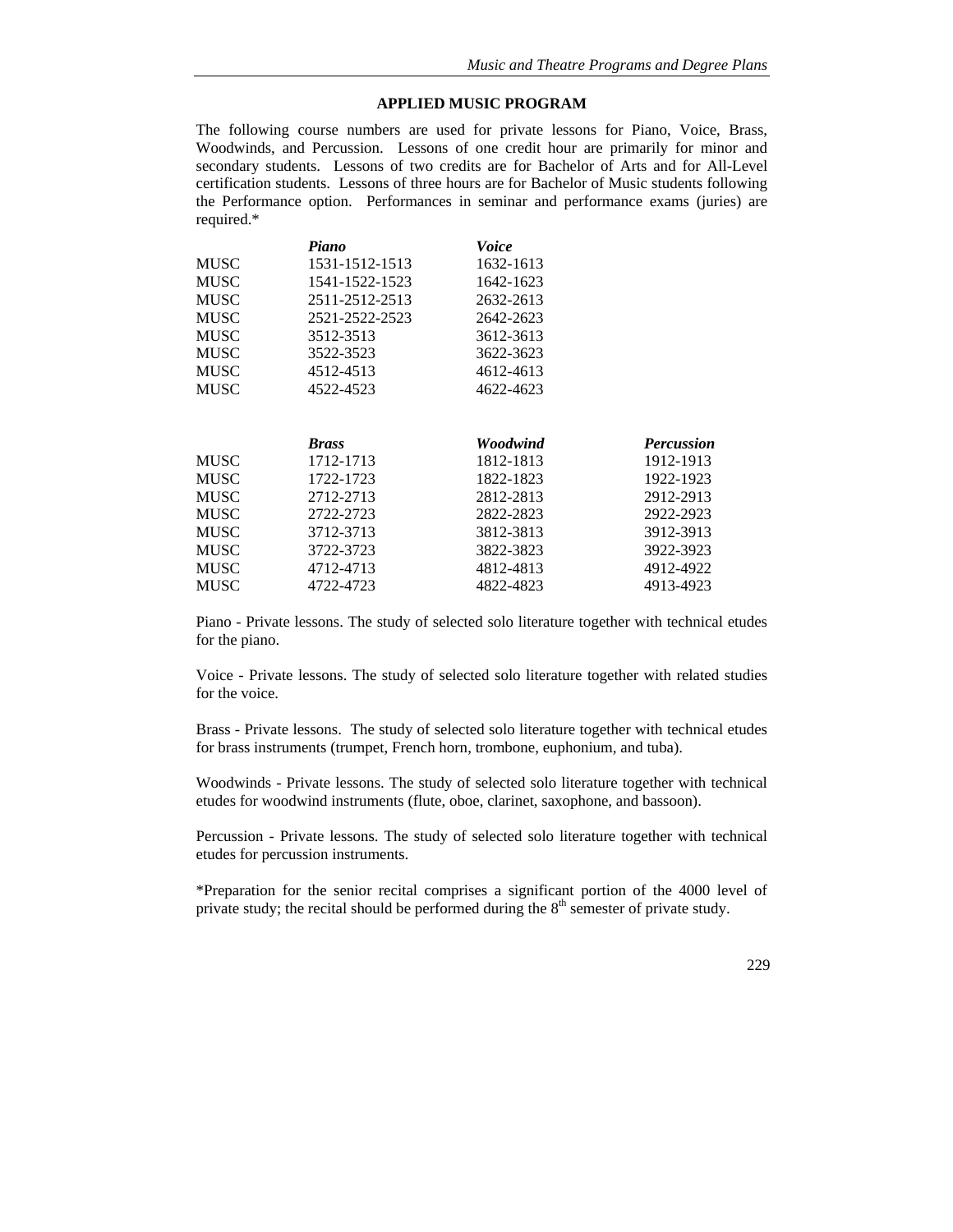## APPLIED MUSIC PROGRAM

The following course numbers are used for private lessons for Piano, Voice, Brass, Woodwinds, and Percussion. Lessons of one credit hour are primarily for minor and secondary students. Lessons of two credits are for Bachelor of Arts and for All-Level certification students. Lessons of three hours are for Bachelor of Music students following the Performance option. Performances in seminar and performance exams (juries) are required.*

| | *Piano* | *Voice* |
|---|---|---|
| MUSC | 1531-1512-1513 | 1632-1613 |
| MUSC | 1541-1522-1523 | 1642-1623 |
| MUSC | 2511-2512-2513 | 2632-2613 |
| MUSC | 2521-2522-2523 | 2642-2623 |
| MUSC | 3512-3513 | 3612-3613 |
| MUSC | 3522-3523 | 3622-3623 |
| MUSC | 4512-4513 | 4612-4613 |
| MUSC | 4522-4523 | 4622-4623 |

| | *Brass* | *Woodwind* | *Percussion* |
|---|---|---|---|
| MUSC | 1712-1713 | 1812-1813 | 1912-1913 |
| MUSC | 1722-1723 | 1822-1823 | 1922-1923 |
| MUSC | 2712-2713 | 2812-2813 | 2912-2913 |
| MUSC | 2722-2723 | 2822-2823 | 2922-2923 |
| MUSC | 3712-3713 | 3812-3813 | 3912-3913 |
| MUSC | 3722-3723 | 3822-3823 | 3922-3923 |
| MUSC | 4712-4713 | 4812-4813 | 4912-4922 |
| MUSC | 4722-4723 | 4822-4823 | 4913-4923 |

Piano - Private lessons. The study of selected solo literature together with technical etudes for the piano.

Voice - Private lessons. The study of selected solo literature together with related studies for the voice.

Brass - Private lessons. The study of selected solo literature together with technical etudes for brass instruments (trumpet, French horn, trombone, euphonium, and tuba).

Woodwinds - Private lessons. The study of selected solo literature together with technical etudes for woodwind instruments (flute, oboe, clarinet, saxophone, and bassoon).

Percussion - Private lessons. The study of selected solo literature together with technical etudes for percussion instruments.

*Preparation for the senior recital comprises a significant portion of the 4000 level of private study; the recital should be performed during the 8th semester of private study.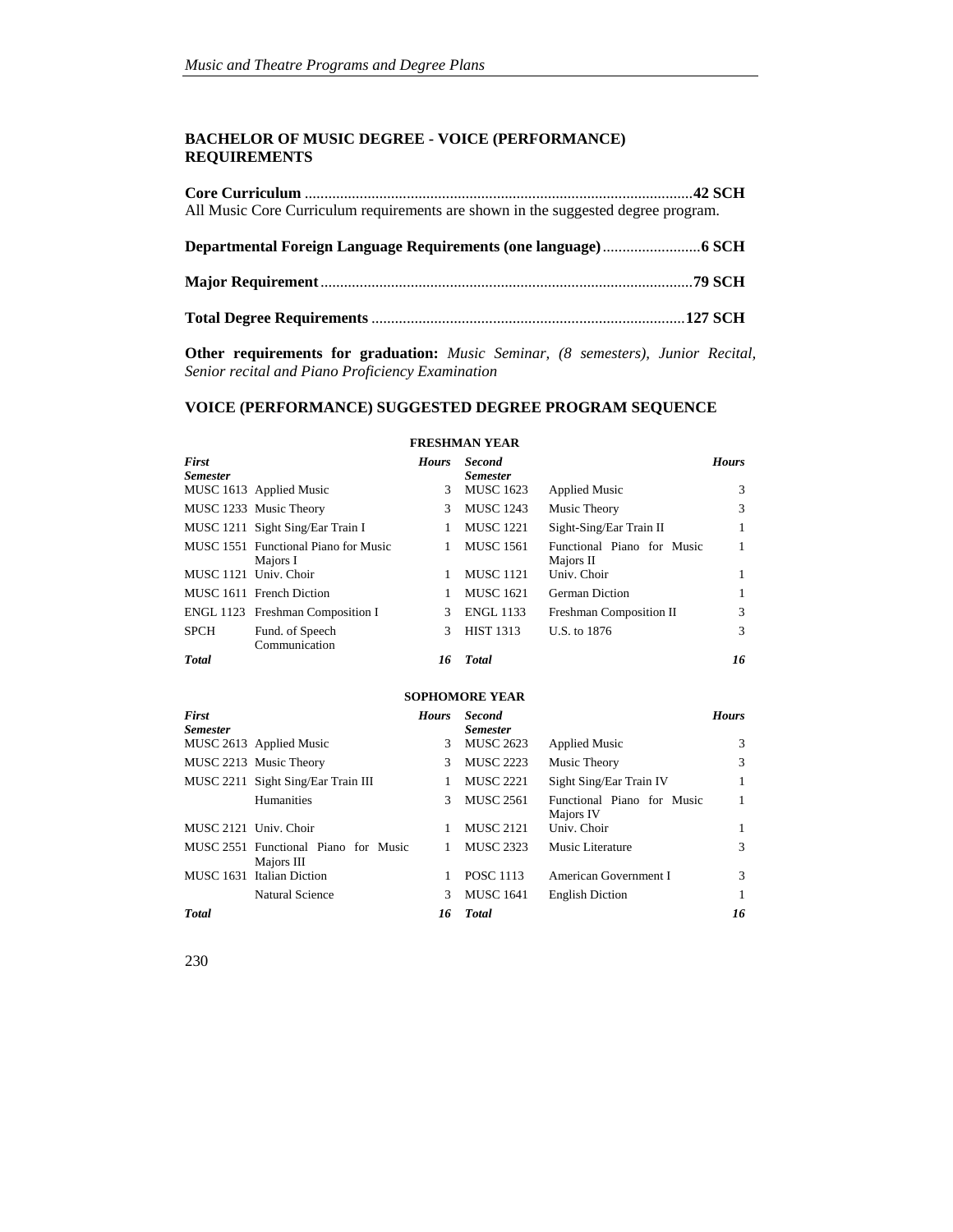## BACHELOR OF MUSIC DEGREE - VOICE (PERFORMANCE) REQUIREMENTS

**Core Curriculum** ................................................................................................**42 SCH**
All Music Core Curriculum requirements are shown in the suggested degree program.

**Departmental Foreign Language Requirements (one language)**.........................**6 SCH**

**Major Requirement**.............................................................................................**79 SCH**

**Total Degree Requirements** ..............................................................................**127 SCH**

**Other requirements for graduation:** *Music Seminar, (8 semesters), Junior Recital, Senior recital and Piano Proficiency Examination*

## VOICE (PERFORMANCE) SUGGESTED DEGREE PROGRAM SEQUENCE

**FRESHMAN YEAR**

| *First Semester* | | *Hours* | *Second Semester* | | *Hours* |
|---|---|---|---|---|---|
| MUSC 1613 | Applied Music | 3 | MUSC 1623 | Applied Music | 3 |
| MUSC 1233 | Music Theory | 3 | MUSC 1243 | Music Theory | 3 |
| MUSC 1211 | Sight Sing/Ear Train I | 1 | MUSC 1221 | Sight-Sing/Ear Train II | 1 |
| MUSC 1551 | Functional Piano for Music Majors I | 1 | MUSC 1561 | Functional Piano for Music Majors II | 1 |
| MUSC 1121 | Univ. Choir | 1 | MUSC 1121 | Univ. Choir | 1 |
| MUSC 1611 | French Diction | 1 | MUSC 1621 | German Diction | 1 |
| ENGL 1123 | Freshman Composition I | 3 | ENGL 1133 | Freshman Composition II | 3 |
| SPCH | Fund. of Speech Communication | 3 | HIST 1313 | U.S. to 1876 | 3 |
| ***Total*** | | ***16*** | ***Total*** | | ***16*** |

**SOPHOMORE YEAR**

| *First Semester* | | *Hours* | *Second Semester* | | *Hours* |
|---|---|---|---|---|---|
| MUSC 2613 | Applied Music | 3 | MUSC 2623 | Applied Music | 3 |
| MUSC 2213 | Music Theory | 3 | MUSC 2223 | Music Theory | 3 |
| MUSC 2211 | Sight Sing/Ear Train III | 1 | MUSC 2221 | Sight Sing/Ear Train IV | 1 |
| | Humanities | 3 | MUSC 2561 | Functional Piano for Music Majors IV | 1 |
| MUSC 2121 | Univ. Choir | 1 | MUSC 2121 | Univ. Choir | 1 |
| MUSC 2551 | Functional Piano for Music Majors III | 1 | MUSC 2323 | Music Literature | 3 |
| MUSC 1631 | Italian Diction | 1 | POSC 1113 | American Government I | 3 |
| | Natural Science | 3 | MUSC 1641 | English Diction | 1 |
| ***Total*** | | ***16*** | ***Total*** | | ***16*** |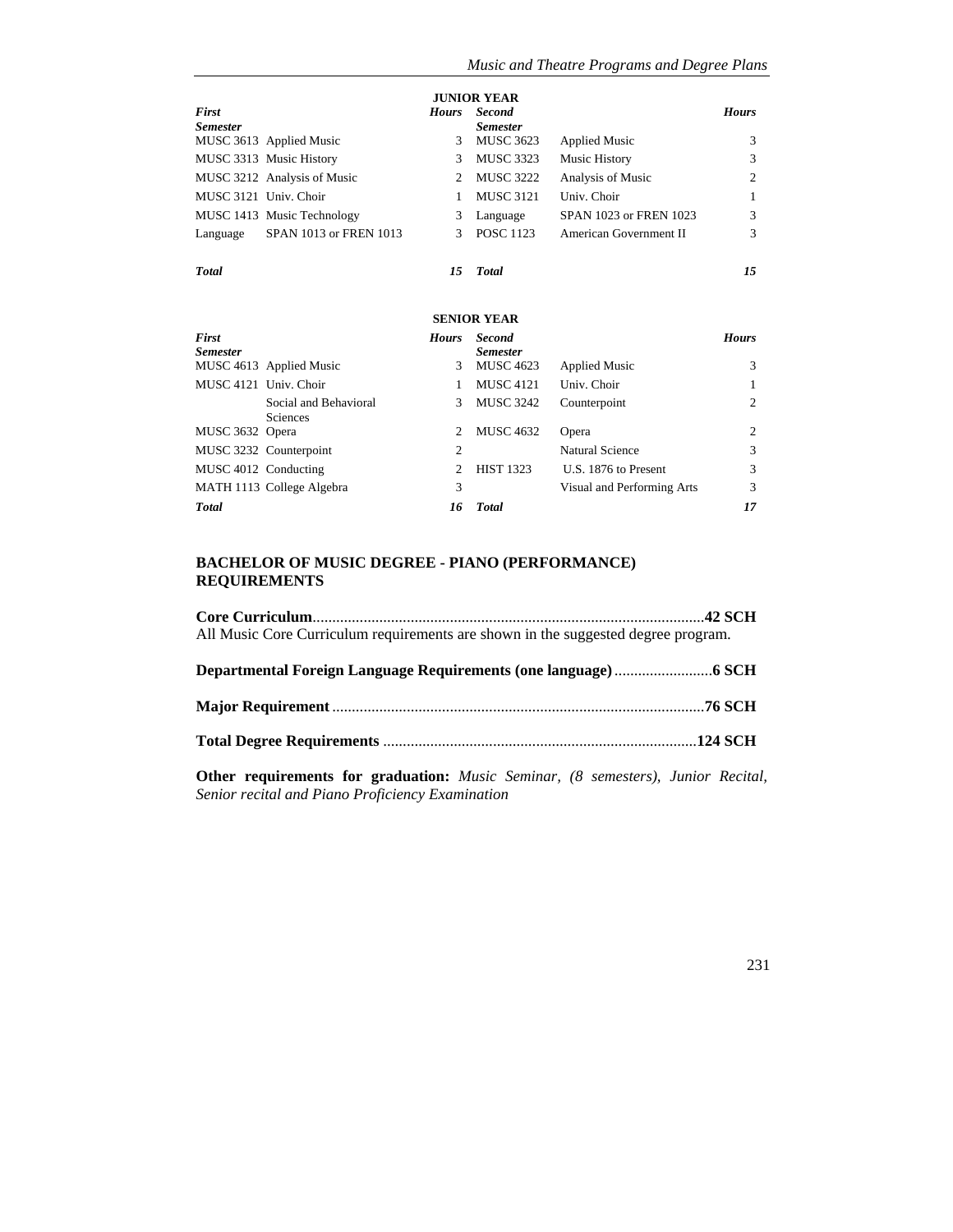**JUNIOR YEAR**

| *First Semester* | | *Hours* | *Second Semester* | | *Hours* |
|---|---|---|---|---|---|
| MUSC 3613 | Applied Music | 3 | MUSC 3623 | Applied Music | 3 |
| MUSC 3313 | Music History | 3 | MUSC 3323 | Music History | 3 |
| MUSC 3212 | Analysis of Music | 2 | MUSC 3222 | Analysis of Music | 2 |
| MUSC 3121 | Univ. Choir | 1 | MUSC 3121 | Univ. Choir | 1 |
| MUSC 1413 | Music Technology | 3 | Language | SPAN 1023 or FREN 1023 | 3 |
| Language | SPAN 1013 or FREN 1013 | 3 | POSC 1123 | American Government II | 3 |
| ***Total*** | | ***15*** | ***Total*** | | ***15*** |

**SENIOR YEAR**

| *First Semester* | | *Hours* | *Second Semester* | | *Hours* |
|---|---|---|---|---|---|
| MUSC 4613 | Applied Music | 3 | MUSC 4623 | Applied Music | 3 |
| MUSC 4121 | Univ. Choir | 1 | MUSC 4121 | Univ. Choir | 1 |
| | Social and Behavioral Sciences | 3 | MUSC 3242 | Counterpoint | 2 |
| MUSC 3632 | Opera | 2 | MUSC 4632 | Opera | 2 |
| MUSC 3232 | Counterpoint | 2 | | Natural Science | 3 |
| MUSC 4012 | Conducting | 2 | HIST 1323 | U.S. 1876 to Present | 3 |
| MATH 1113 | College Algebra | 3 | | Visual and Performing Arts | 3 |
| ***Total*** | | ***16*** | ***Total*** | | ***17*** |

## BACHELOR OF MUSIC DEGREE - PIANO (PERFORMANCE) REQUIREMENTS

**Core Curriculum**........................................................................................**42 SCH**
All Music Core Curriculum requirements are shown in the suggested degree program.

**Departmental Foreign Language Requirements (one language)**.........................**6 SCH**

**Major Requirement**..............................................................................................**76 SCH**

**Total Degree Requirements** ...............................................................................**124 SCH**

**Other requirements for graduation:** *Music Seminar, (8 semesters), Junior Recital, Senior recital and Piano Proficiency Examination*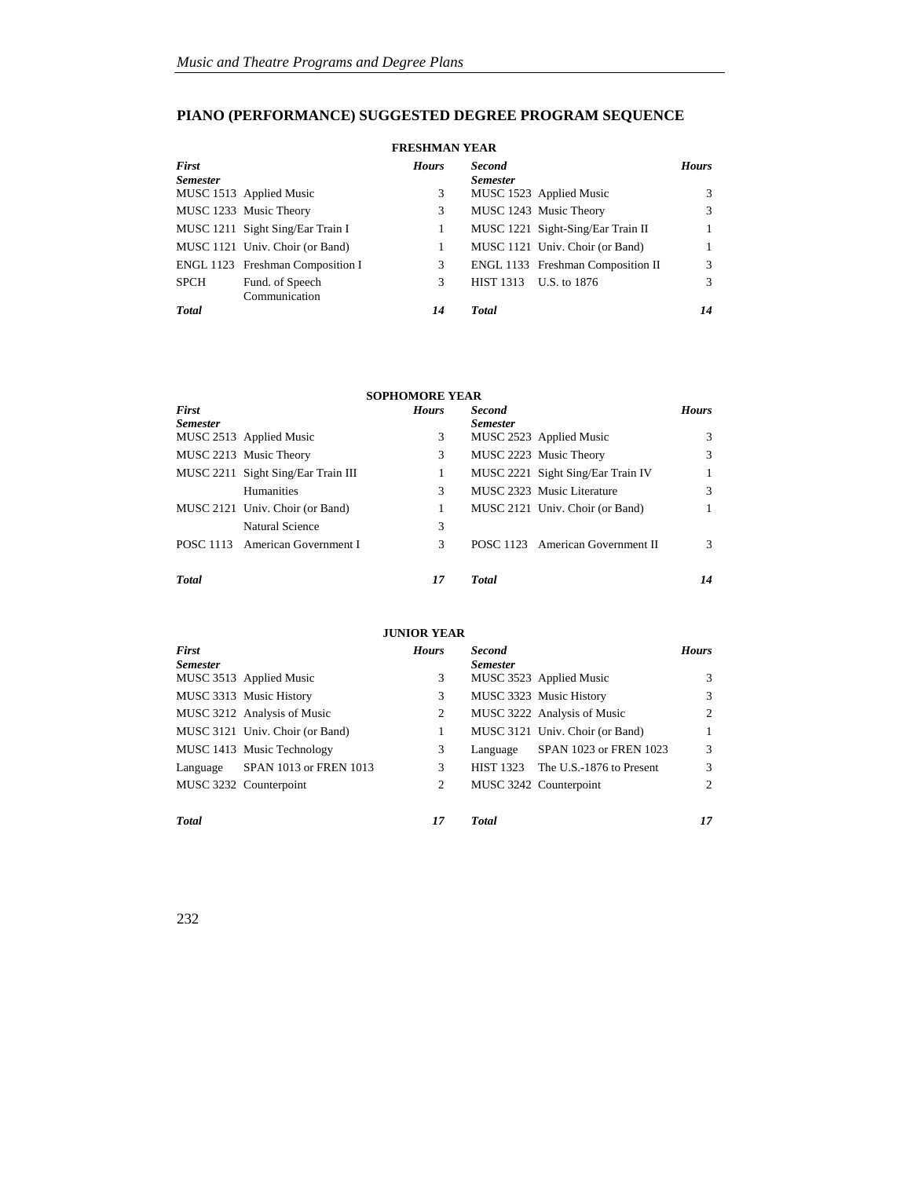## PIANO (PERFORMANCE) SUGGESTED DEGREE PROGRAM SEQUENCE

### FRESHMAN YEAR

| *First Semester* | | *Hours* | *Second Semester* | | *Hours* |
|---|---|---|---|---|---|
| MUSC 1513 | Applied Music | 3 | MUSC 1523 | Applied Music | 3 |
| MUSC 1233 | Music Theory | 3 | MUSC 1243 | Music Theory | 3 |
| MUSC 1211 | Sight Sing/Ear Train I | 1 | MUSC 1221 | Sight-Sing/Ear Train II | 1 |
| MUSC 1121 | Univ. Choir (or Band) | 1 | MUSC 1121 | Univ. Choir (or Band) | 1 |
| ENGL 1123 | Freshman Composition I | 3 | ENGL 1133 | Freshman Composition II | 3 |
| SPCH | Fund. of Speech Communication | 3 | HIST 1313 | U.S. to 1876 | 3 |
| ***Total*** | | ***14*** | ***Total*** | | ***14*** |

### SOPHOMORE YEAR

| *First Semester* | | *Hours* | *Second Semester* | | *Hours* |
|---|---|---|---|---|---|
| MUSC 2513 | Applied Music | 3 | MUSC 2523 | Applied Music | 3 |
| MUSC 2213 | Music Theory | 3 | MUSC 2223 | Music Theory | 3 |
| MUSC 2211 | Sight Sing/Ear Train III | 1 | MUSC 2221 | Sight Sing/Ear Train IV | 1 |
| | Humanities | 3 | MUSC 2323 | Music Literature | 3 |
| MUSC 2121 | Univ. Choir (or Band) | 1 | MUSC 2121 | Univ. Choir (or Band) | 1 |
| | Natural Science | 3 | | | |
| POSC 1113 | American Government I | 3 | POSC 1123 | American Government II | 3 |
| ***Total*** | | ***17*** | ***Total*** | | ***14*** |

### JUNIOR YEAR

| *First Semester* | | *Hours* | *Second Semester* | | *Hours* |
|---|---|---|---|---|---|
| MUSC 3513 | Applied Music | 3 | MUSC 3523 | Applied Music | 3 |
| MUSC 3313 | Music History | 3 | MUSC 3323 | Music History | 3 |
| MUSC 3212 | Analysis of Music | 2 | MUSC 3222 | Analysis of Music | 2 |
| MUSC 3121 | Univ. Choir (or Band) | 1 | MUSC 3121 | Univ. Choir (or Band) | 1 |
| MUSC 1413 | Music Technology | 3 | Language | SPAN 1023 or FREN 1023 | 3 |
| Language | SPAN 1013 or FREN 1013 | 3 | HIST 1323 | The U.S.-1876 to Present | 3 |
| MUSC 3232 | Counterpoint | 2 | MUSC 3242 | Counterpoint | 2 |
| ***Total*** | | ***17*** | ***Total*** | | ***17*** |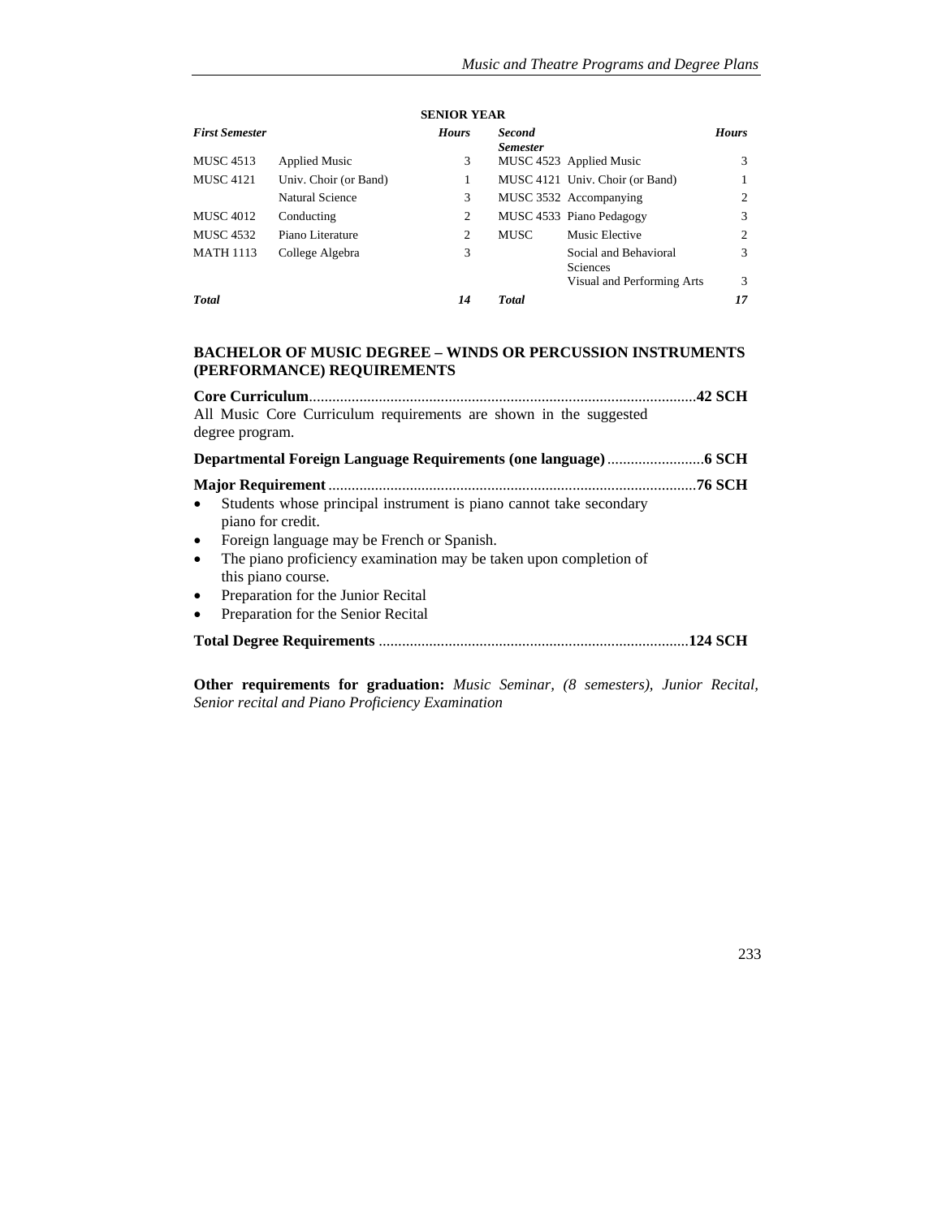**SENIOR YEAR**

| ***First Semester*** | | ***Hours*** | ***Second Semester*** | | ***Hours*** |
|---|---|---|---|---|---|
| MUSC 4513 | Applied Music | 3 | MUSC 4523 | Applied Music | 3 |
| MUSC 4121 | Univ. Choir (or Band) | 1 | MUSC 4121 | Univ. Choir (or Band) | 1 |
| | Natural Science | 3 | MUSC 3532 | Accompanying | 2 |
| MUSC 4012 | Conducting | 2 | MUSC 4533 | Piano Pedagogy | 3 |
| MUSC 4532 | Piano Literature | 2 | MUSC | Music Elective | 2 |
| MATH 1113 | College Algebra | 3 | | Social and Behavioral Sciences | 3 |
| | | | | Visual and Performing Arts | 3 |
| ***Total*** | | ***14*** | ***Total*** | | ***17*** |

## BACHELOR OF MUSIC DEGREE – WINDS OR PERCUSSION INSTRUMENTS (PERFORMANCE) REQUIREMENTS

**Core Curriculum**....................................................................................................**42 SCH**

All Music Core Curriculum requirements are shown in the suggested degree program.

**Departmental Foreign Language Requirements (one language)**..........................**6 SCH**

**Major Requirement**...............................................................................................**76 SCH**

- Students whose principal instrument is piano cannot take secondary piano for credit.
- Foreign language may be French or Spanish.
- The piano proficiency examination may be taken upon completion of this piano course.
- Preparation for the Junior Recital
- Preparation for the Senior Recital

**Total Degree Requirements** ................................................................................**124 SCH**

**Other requirements for graduation:** *Music Seminar, (8 semesters), Junior Recital, Senior recital and Piano Proficiency Examination*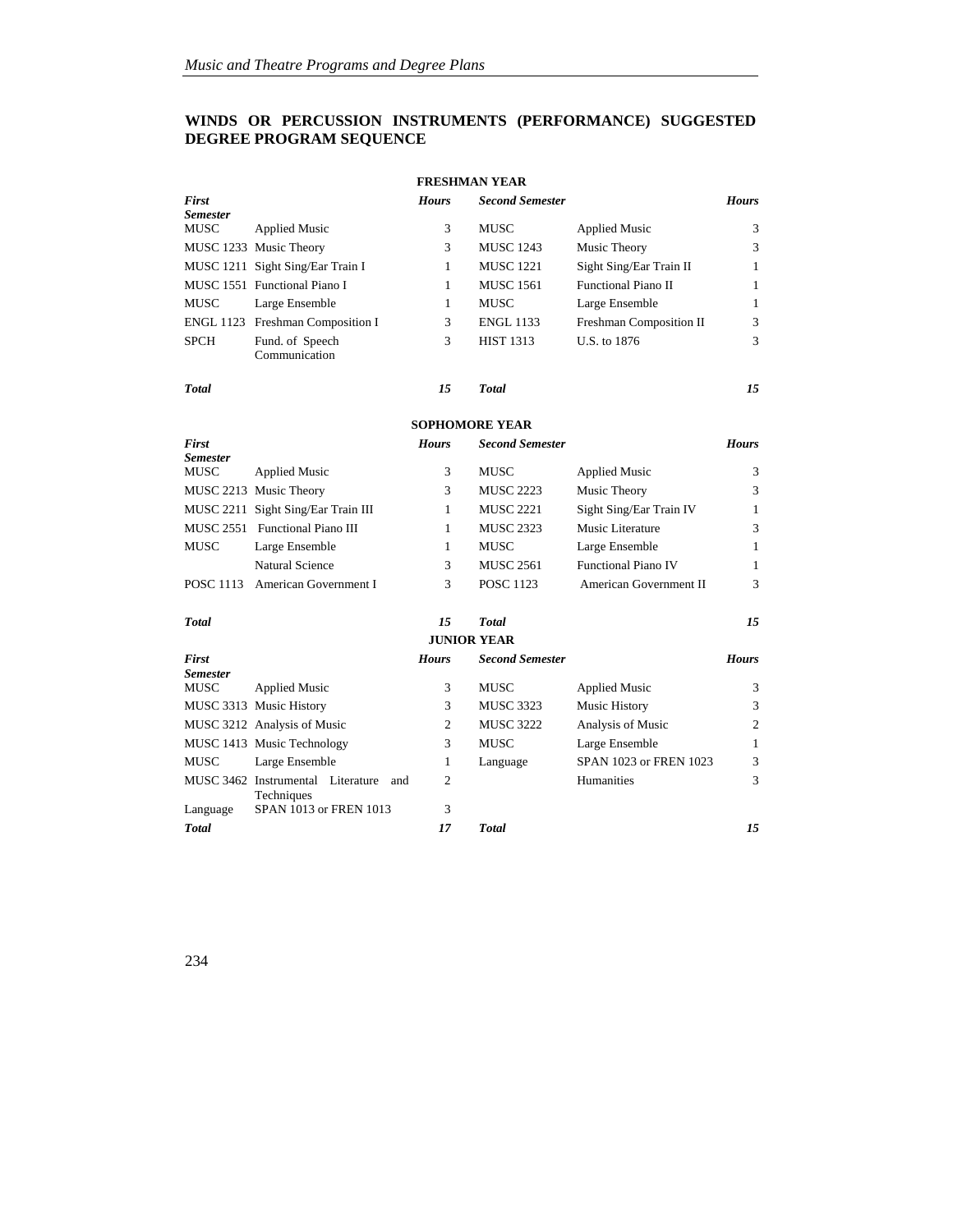## WINDS OR PERCUSSION INSTRUMENTS (PERFORMANCE) SUGGESTED DEGREE PROGRAM SEQUENCE

### FRESHMAN YEAR

| *First Semester* | | *Hours* | *Second Semester* | | *Hours* |
|---|---|---|---|---|---|
| MUSC | Applied Music | 3 | MUSC | Applied Music | 3 |
| MUSC 1233 | Music Theory | 3 | MUSC 1243 | Music Theory | 3 |
| MUSC 1211 | Sight Sing/Ear Train I | 1 | MUSC 1221 | Sight Sing/Ear Train II | 1 |
| MUSC 1551 | Functional Piano I | 1 | MUSC 1561 | Functional Piano II | 1 |
| MUSC | Large Ensemble | 1 | MUSC | Large Ensemble | 1 |
| ENGL 1123 | Freshman Composition I | 3 | ENGL 1133 | Freshman Composition II | 3 |
| SPCH | Fund. of Speech Communication | 3 | HIST 1313 | U.S. to 1876 | 3 |
| ***Total*** | | ***15*** | ***Total*** | | ***15*** |

### SOPHOMORE YEAR

| *First Semester* | | *Hours* | *Second Semester* | | *Hours* |
|---|---|---|---|---|---|
| MUSC | Applied Music | 3 | MUSC | Applied Music | 3 |
| MUSC 2213 | Music Theory | 3 | MUSC 2223 | Music Theory | 3 |
| MUSC 2211 | Sight Sing/Ear Train III | 1 | MUSC 2221 | Sight Sing/Ear Train IV | 1 |
| MUSC 2551 | Functional Piano III | 1 | MUSC 2323 | Music Literature | 3 |
| MUSC | Large Ensemble | 1 | MUSC | Large Ensemble | 1 |
| | Natural Science | 3 | MUSC 2561 | Functional Piano IV | 1 |
| POSC 1113 | American Government I | 3 | POSC 1123 | American Government II | 3 |
| ***Total*** | | ***15*** | ***Total*** | | ***15*** |

### JUNIOR YEAR

| *First Semester* | | *Hours* | *Second Semester* | | *Hours* |
|---|---|---|---|---|---|
| MUSC | Applied Music | 3 | MUSC | Applied Music | 3 |
| MUSC 3313 | Music History | 3 | MUSC 3323 | Music History | 3 |
| MUSC 3212 | Analysis of Music | 2 | MUSC 3222 | Analysis of Music | 2 |
| MUSC 1413 | Music Technology | 3 | MUSC | Large Ensemble | 1 |
| MUSC | Large Ensemble | 1 | Language | SPAN 1023 or FREN 1023 | 3 |
| MUSC 3462 | Instrumental Literature and Techniques | 2 | | Humanities | 3 |
| Language | SPAN 1013 or FREN 1013 | 3 | | | |
| ***Total*** | | ***17*** | ***Total*** | | ***15*** |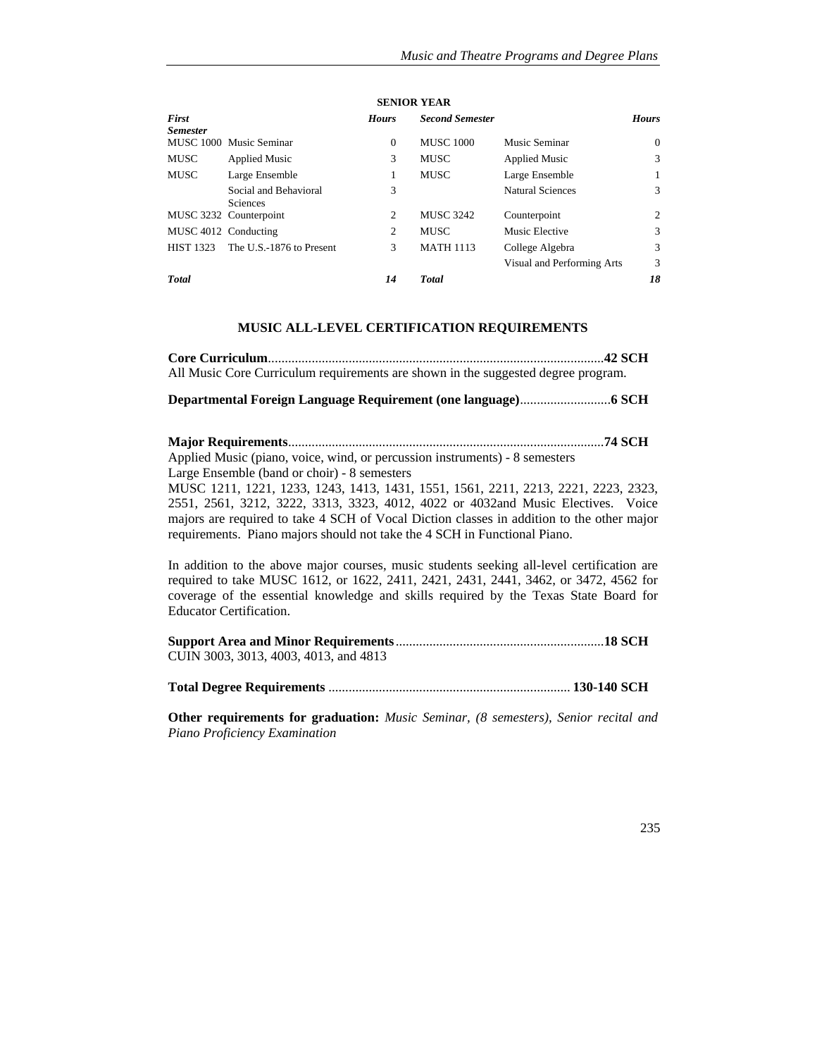**SENIOR YEAR**

| *First Semester* | | *Hours* | *Second Semester* | | *Hours* |
|---|---|---|---|---|---|
| MUSC 1000 | Music Seminar | 0 | MUSC 1000 | Music Seminar | 0 |
| MUSC | Applied Music | 3 | MUSC | Applied Music | 3 |
| MUSC | Large Ensemble | 1 | MUSC | Large Ensemble | 1 |
| | Social and Behavioral Sciences | 3 | | Natural Sciences | 3 |
| MUSC 3232 | Counterpoint | 2 | MUSC 3242 | Counterpoint | 2 |
| MUSC 4012 | Conducting | 2 | MUSC | Music Elective | 3 |
| HIST 1323 | The U.S.-1876 to Present | 3 | MATH 1113 | College Algebra | 3 |
| | | | | Visual and Performing Arts | 3 |
| ***Total*** | | ***14*** | ***Total*** | | ***18*** |

## MUSIC ALL-LEVEL CERTIFICATION REQUIREMENTS

**Core Curriculum**...................................................................................................**42 SCH**
All Music Core Curriculum requirements are shown in the suggested degree program.

**Departmental Foreign Language Requirement (one language)**...........................**6 SCH**

**Major Requirements**............................................................................................**74 SCH**
Applied Music (piano, voice, wind, or percussion instruments) - 8 semesters
Large Ensemble (band or choir) - 8 semesters
MUSC 1211, 1221, 1233, 1243, 1413, 1431, 1551, 1561, 2211, 2213, 2221, 2223, 2323, 2551, 2561, 3212, 3222, 3313, 3323, 4012, 4022 or 4032and Music Electives. Voice majors are required to take 4 SCH of Vocal Diction classes in addition to the other major requirements. Piano majors should not take the 4 SCH in Functional Piano.

In addition to the above major courses, music students seeking all-level certification are required to take MUSC 1612, or 1622, 2411, 2421, 2431, 2441, 3462, or 3472, 4562 for coverage of the essential knowledge and skills required by the Texas State Board for Educator Certification.

**Support Area and Minor Requirements**.............................................................**18 SCH**
CUIN 3003, 3013, 4003, 4013, and 4813

**Total Degree Requirements** ....................................................................... **130-140 SCH**

**Other requirements for graduation:** *Music Seminar, (8 semesters), Senior recital and Piano Proficiency Examination*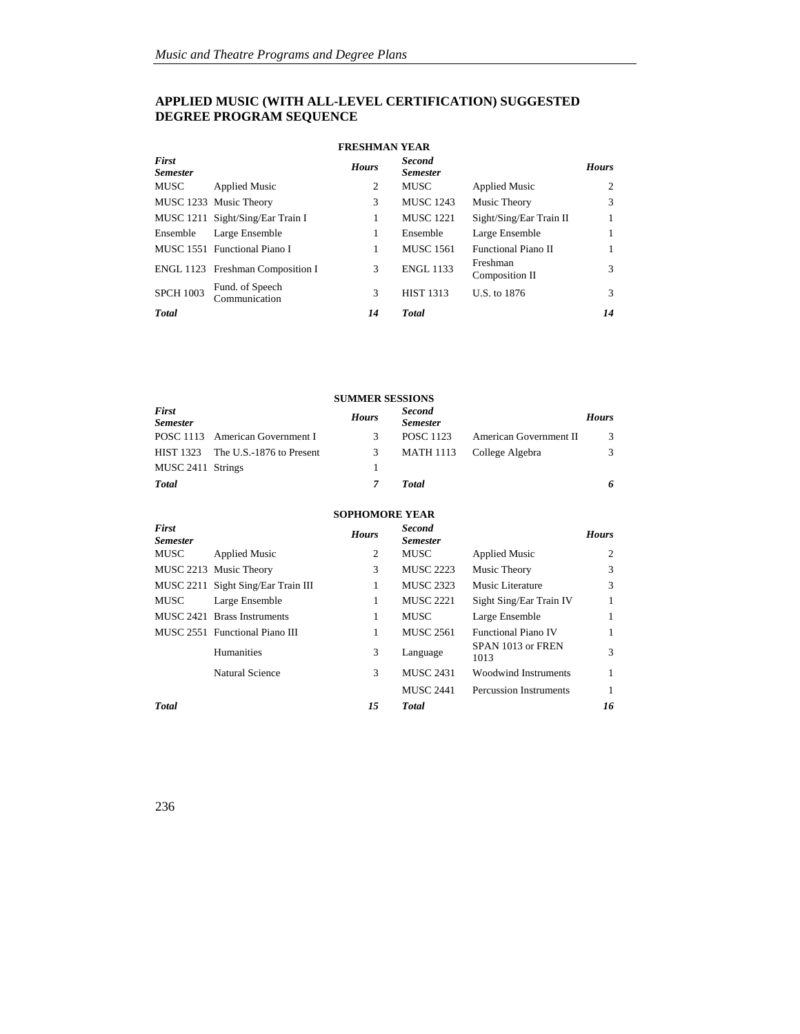## APPLIED MUSIC (WITH ALL-LEVEL CERTIFICATION) SUGGESTED DEGREE PROGRAM SEQUENCE

**FRESHMAN YEAR**

| *First Semester* | | *Hours* | *Second Semester* | | *Hours* |
|---|---|---|---|---|---|
| MUSC | Applied Music | 2 | MUSC | Applied Music | 2 |
| MUSC 1233 | Music Theory | 3 | MUSC 1243 | Music Theory | 3 |
| MUSC 1211 | Sight/Sing/Ear Train I | 1 | MUSC 1221 | Sight/Sing/Ear Train II | 1 |
| Ensemble | Large Ensemble | 1 | Ensemble | Large Ensemble | 1 |
| MUSC 1551 | Functional Piano I | 1 | MUSC 1561 | Functional Piano II | 1 |
| ENGL 1123 | Freshman Composition I | 3 | ENGL 1133 | Freshman Composition II | 3 |
| SPCH 1003 | Fund. of Speech Communication | 3 | HIST 1313 | U.S. to 1876 | 3 |
| ***Total*** | | ***14*** | ***Total*** | | ***14*** |

**SUMMER SESSIONS**

| *First Semester* | | *Hours* | *Second Semester* | | *Hours* |
|---|---|---|---|---|---|
| POSC 1113 | American Government I | 3 | POSC 1123 | American Government II | 3 |
| HIST 1323 | The U.S.-1876 to Present | 3 | MATH 1113 | College Algebra | 3 |
| MUSC 2411 | Strings | 1 | | | |
| ***Total*** | | ***7*** | ***Total*** | | ***6*** |

**SOPHOMORE YEAR**

| *First Semester* | | *Hours* | *Second Semester* | | *Hours* |
|---|---|---|---|---|---|
| MUSC | Applied Music | 2 | MUSC | Applied Music | 2 |
| MUSC 2213 | Music Theory | 3 | MUSC 2223 | Music Theory | 3 |
| MUSC 2211 | Sight Sing/Ear Train III | 1 | MUSC 2323 | Music Literature | 3 |
| MUSC | Large Ensemble | 1 | MUSC 2221 | Sight Sing/Ear Train IV | 1 |
| MUSC 2421 | Brass Instruments | 1 | MUSC | Large Ensemble | 1 |
| MUSC 2551 | Functional Piano III | 1 | MUSC 2561 | Functional Piano IV | 1 |
| | Humanities | 3 | Language | SPAN 1013 or FREN 1013 | 3 |
| | Natural Science | 3 | MUSC 2431 | Woodwind Instruments | 1 |
| | | | MUSC 2441 | Percussion Instruments | 1 |
| ***Total*** | | ***15*** | ***Total*** | | ***16*** |